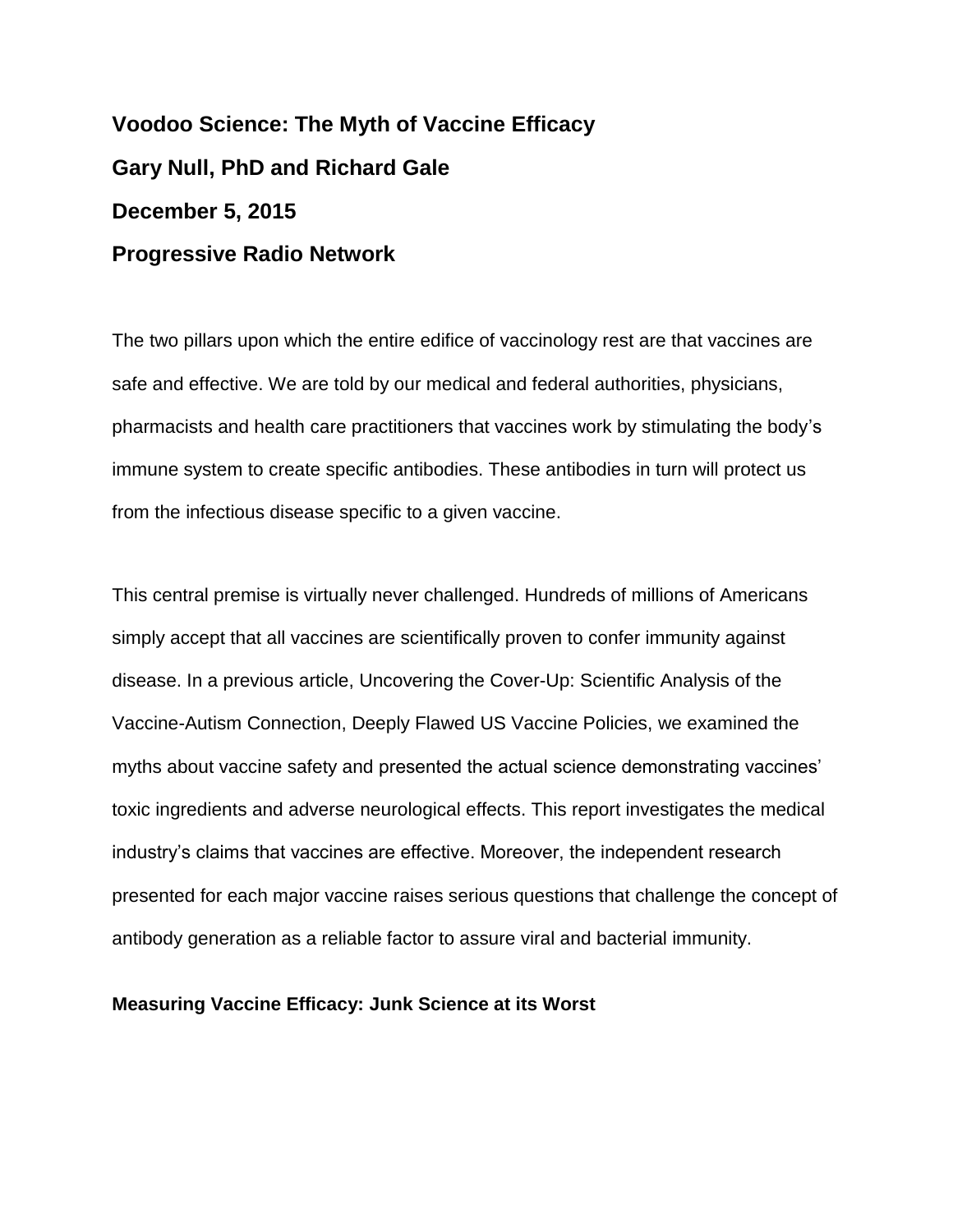# Voodoo Science: The Myth of Vaccine Efficacy

**Gary Null, PhD and Richard Gale**

**December 5, 2015**

**Progressive Radio Network**

The two pillars upon which the entire edifice of vaccinology rest are that vaccines are safe and effective. We are told by our medical and federal authorities, physicians, pharmacists and health care practitioners that vaccines work by stimulating the body's immune system to create specific antibodies. These antibodies in turn will protect us from the infectious disease specific to a given vaccine.

This central premise is virtually never challenged. Hundreds of millions of Americans simply accept that all vaccines are scientifically proven to confer immunity against disease. In a previous article, Uncovering the Cover-Up: Scientific Analysis of the Vaccine-Autism Connection, Deeply Flawed US Vaccine Policies, we examined the myths about vaccine safety and presented the actual science demonstrating vaccines' toxic ingredients and adverse neurological effects. This report investigates the medical industry's claims that vaccines are effective. Moreover, the independent research presented for each major vaccine raises serious questions that challenge the concept of antibody generation as a reliable factor to assure viral and bacterial immunity.

## Measuring Vaccine Efficacy: Junk Science at its Worst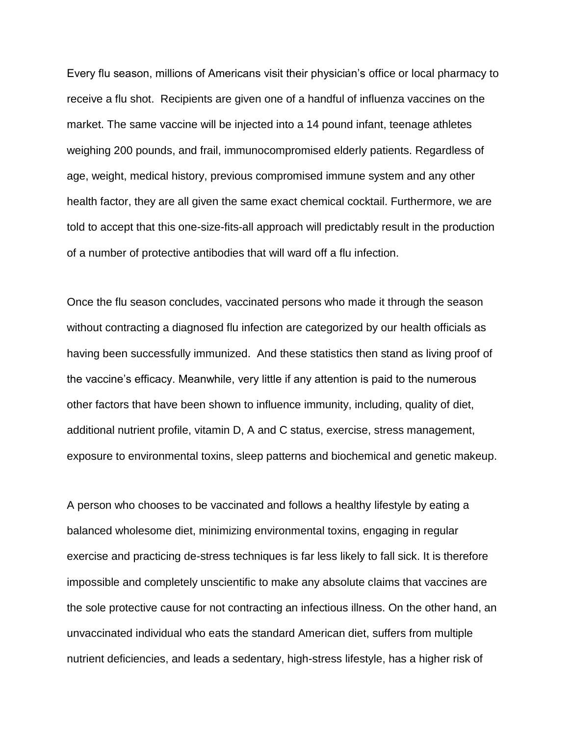Every flu season, millions of Americans visit their physician's office or local pharmacy to receive a flu shot. Recipients are given one of a handful of influenza vaccines on the market. The same vaccine will be injected into a 14 pound infant, teenage athletes weighing 200 pounds, and frail, immunocompromised elderly patients. Regardless of age, weight, medical history, previous compromised immune system and any other health factor, they are all given the same exact chemical cocktail. Furthermore, we are told to accept that this one-size-fits-all approach will predictably result in the production of a number of protective antibodies that will ward off a flu infection.

Once the flu season concludes, vaccinated persons who made it through the season without contracting a diagnosed flu infection are categorized by our health officials as having been successfully immunized. And these statistics then stand as living proof of the vaccine's efficacy. Meanwhile, very little if any attention is paid to the numerous other factors that have been shown to influence immunity, including, quality of diet, additional nutrient profile, vitamin D, A and C status, exercise, stress management, exposure to environmental toxins, sleep patterns and biochemical and genetic makeup.

A person who chooses to be vaccinated and follows a healthy lifestyle by eating a balanced wholesome diet, minimizing environmental toxins, engaging in regular exercise and practicing de-stress techniques is far less likely to fall sick. It is therefore impossible and completely unscientific to make any absolute claims that vaccines are the sole protective cause for not contracting an infectious illness. On the other hand, an unvaccinated individual who eats the standard American diet, suffers from multiple nutrient deficiencies, and leads a sedentary, high-stress lifestyle, has a higher risk of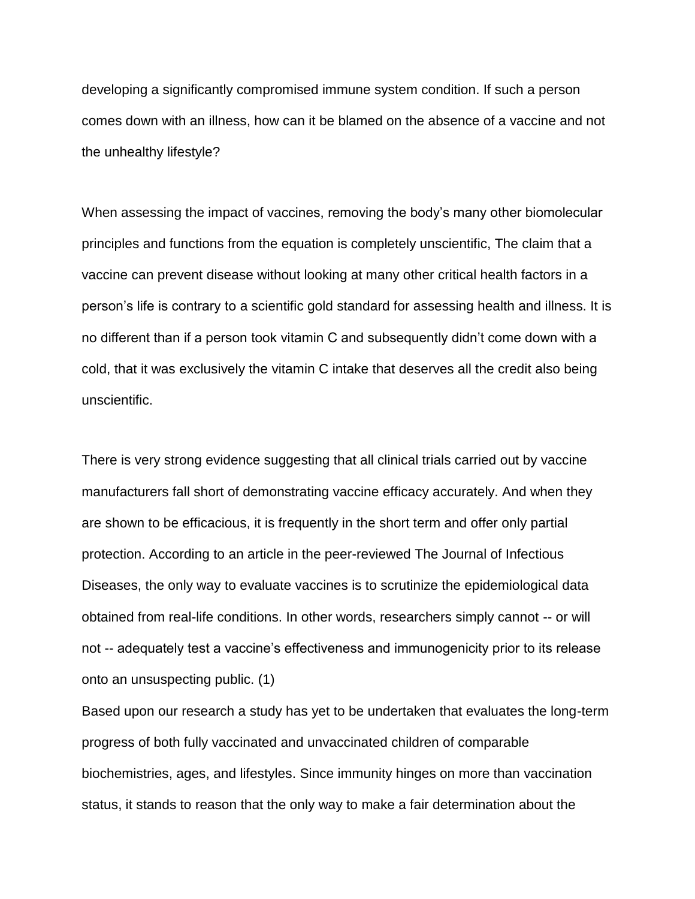developing a significantly compromised immune system condition. If such a person comes down with an illness, how can it be blamed on the absence of a vaccine and not the unhealthy lifestyle?

When assessing the impact of vaccines, removing the body's many other biomolecular principles and functions from the equation is completely unscientific, The claim that a vaccine can prevent disease without looking at many other critical health factors in a person's life is contrary to a scientific gold standard for assessing health and illness. It is no different than if a person took vitamin C and subsequently didn't come down with a cold, that it was exclusively the vitamin C intake that deserves all the credit also being unscientific.

There is very strong evidence suggesting that all clinical trials carried out by vaccine manufacturers fall short of demonstrating vaccine efficacy accurately. And when they are shown to be efficacious, it is frequently in the short term and offer only partial protection. According to an article in the peer-reviewed The Journal of Infectious Diseases, the only way to evaluate vaccines is to scrutinize the epidemiological data obtained from real-life conditions. In other words, researchers simply cannot -- or will not -- adequately test a vaccine's effectiveness and immunogenicity prior to its release onto an unsuspecting public. (1)

Based upon our research a study has yet to be undertaken that evaluates the long-term progress of both fully vaccinated and unvaccinated children of comparable biochemistries, ages, and lifestyles. Since immunity hinges on more than vaccination status, it stands to reason that the only way to make a fair determination about the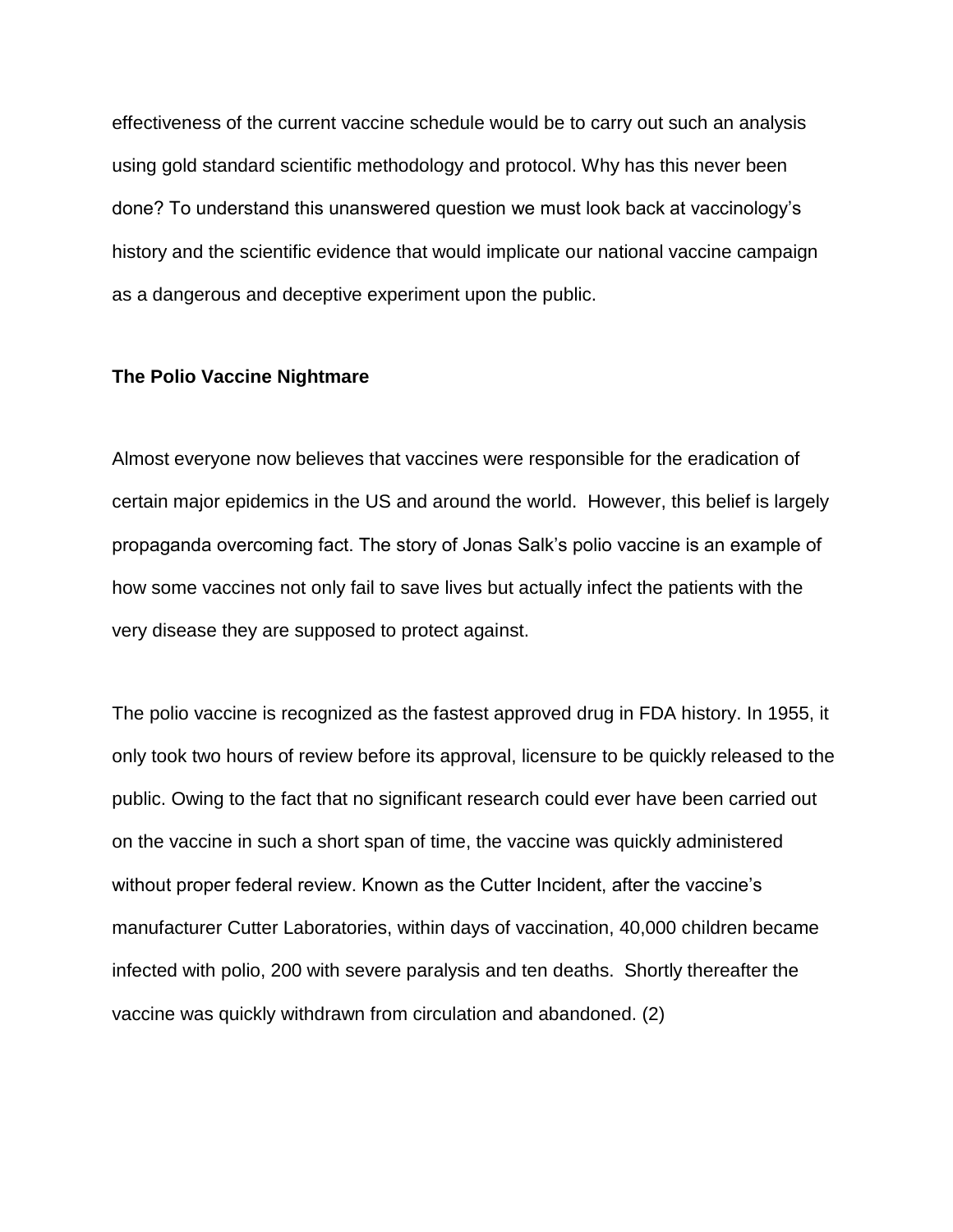effectiveness of the current vaccine schedule would be to carry out such an analysis using gold standard scientific methodology and protocol. Why has this never been done? To understand this unanswered question we must look back at vaccinology's history and the scientific evidence that would implicate our national vaccine campaign as a dangerous and deceptive experiment upon the public.

**The Polio Vaccine Nightmare**

Almost everyone now believes that vaccines were responsible for the eradication of certain major epidemics in the US and around the world. However, this belief is largely propaganda overcoming fact. The story of Jonas Salk's polio vaccine is an example of how some vaccines not only fail to save lives but actually infect the patients with the very disease they are supposed to protect against.

The polio vaccine is recognized as the fastest approved drug in FDA history. In 1955, it only took two hours of review before its approval, licensure to be quickly released to the public. Owing to the fact that no significant research could ever have been carried out on the vaccine in such a short span of time, the vaccine was quickly administered without proper federal review. Known as the Cutter Incident, after the vaccine's manufacturer Cutter Laboratories, within days of vaccination, 40,000 children became infected with polio, 200 with severe paralysis and ten deaths. Shortly thereafter the vaccine was quickly withdrawn from circulation and abandoned. (2)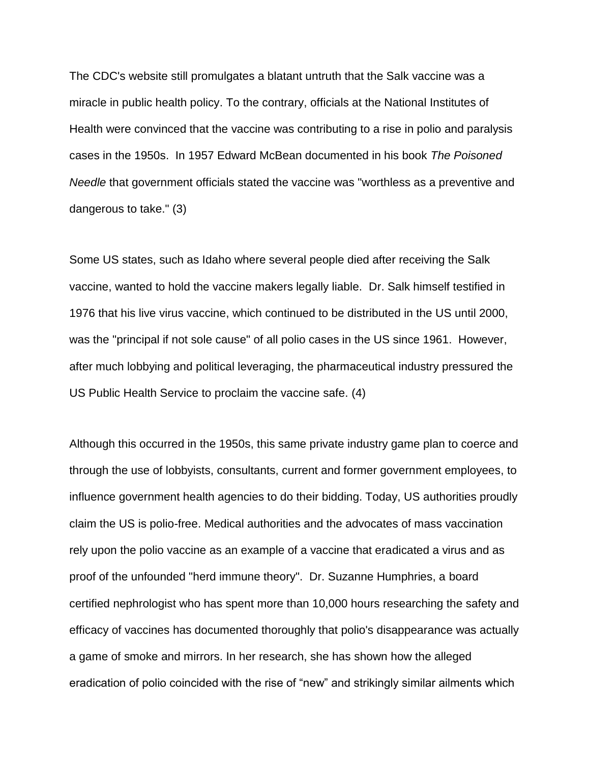The CDC's website still promulgates a blatant untruth that the Salk vaccine was a miracle in public health policy. To the contrary, officials at the National Institutes of Health were convinced that the vaccine was contributing to a rise in polio and paralysis cases in the 1950s. In 1957 Edward McBean documented in his book *The Poisoned Needle* that government officials stated the vaccine was "worthless as a preventive and dangerous to take." (3)

Some US states, such as Idaho where several people died after receiving the Salk vaccine, wanted to hold the vaccine makers legally liable. Dr. Salk himself testified in 1976 that his live virus vaccine, which continued to be distributed in the US until 2000, was the "principal if not sole cause" of all polio cases in the US since 1961. However, after much lobbying and political leveraging, the pharmaceutical industry pressured the US Public Health Service to proclaim the vaccine safe. (4)

Although this occurred in the 1950s, this same private industry game plan to coerce and through the use of lobbyists, consultants, current and former government employees, to influence government health agencies to do their bidding. Today, US authorities proudly claim the US is polio-free. Medical authorities and the advocates of mass vaccination rely upon the polio vaccine as an example of a vaccine that eradicated a virus and as proof of the unfounded "herd immune theory". Dr. Suzanne Humphries, a board certified nephrologist who has spent more than 10,000 hours researching the safety and efficacy of vaccines has documented thoroughly that polio's disappearance was actually a game of smoke and mirrors. In her research, she has shown how the alleged eradication of polio coincided with the rise of "new" and strikingly similar ailments which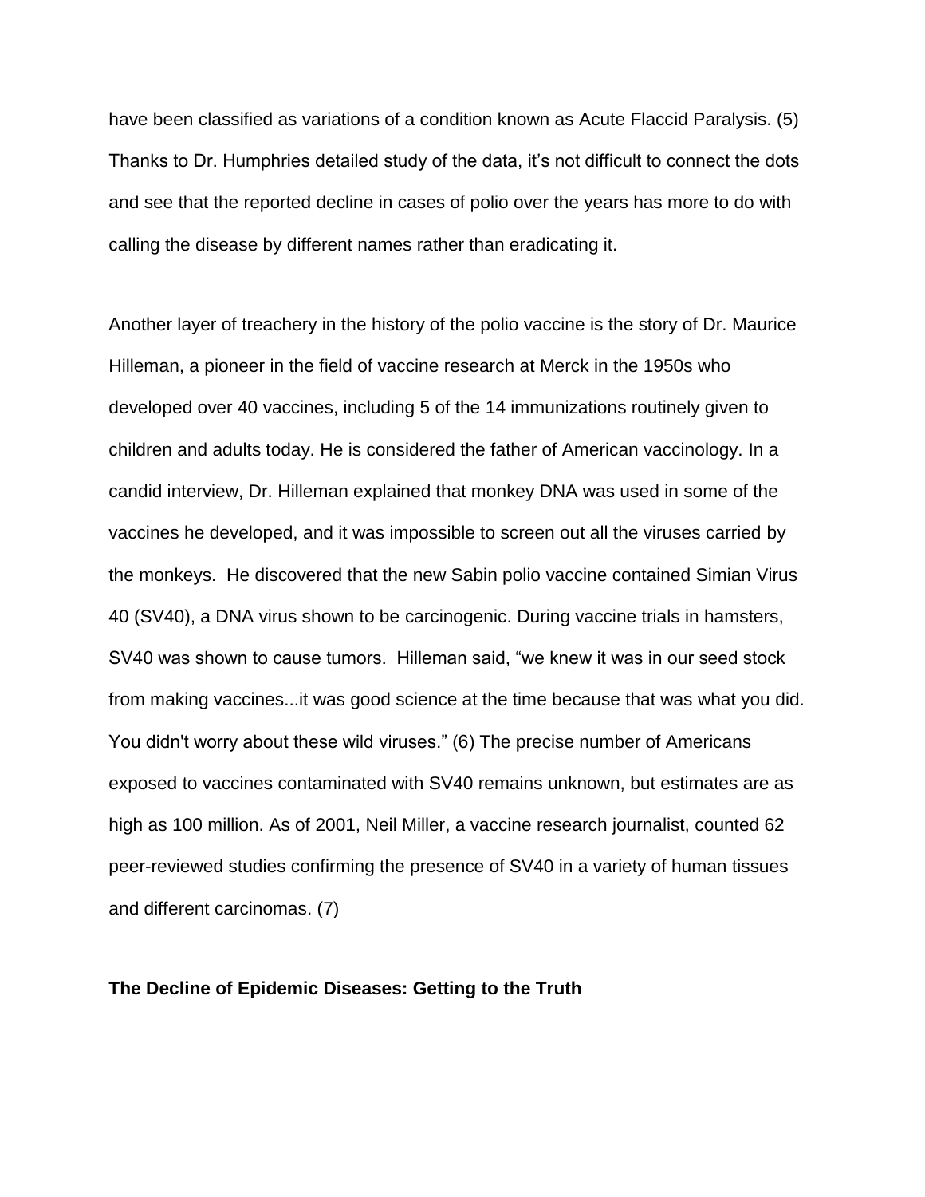have been classified as variations of a condition known as Acute Flaccid Paralysis. (5) Thanks to Dr. Humphries detailed study of the data, it's not difficult to connect the dots and see that the reported decline in cases of polio over the years has more to do with calling the disease by different names rather than eradicating it.

Another layer of treachery in the history of the polio vaccine is the story of Dr. Maurice Hilleman, a pioneer in the field of vaccine research at Merck in the 1950s who developed over 40 vaccines, including 5 of the 14 immunizations routinely given to children and adults today. He is considered the father of American vaccinology. In a candid interview, Dr. Hilleman explained that monkey DNA was used in some of the vaccines he developed, and it was impossible to screen out all the viruses carried by the monkeys. He discovered that the new Sabin polio vaccine contained Simian Virus 40 (SV40), a DNA virus shown to be carcinogenic. During vaccine trials in hamsters, SV40 was shown to cause tumors. Hilleman said, "we knew it was in our seed stock from making vaccines...it was good science at the time because that was what you did. You didn't worry about these wild viruses." (6) The precise number of Americans exposed to vaccines contaminated with SV40 remains unknown, but estimates are as high as 100 million. As of 2001, Neil Miller, a vaccine research journalist, counted 62 peer-reviewed studies confirming the presence of SV40 in a variety of human tissues and different carcinomas. (7)

**The Decline of Epidemic Diseases: Getting to the Truth**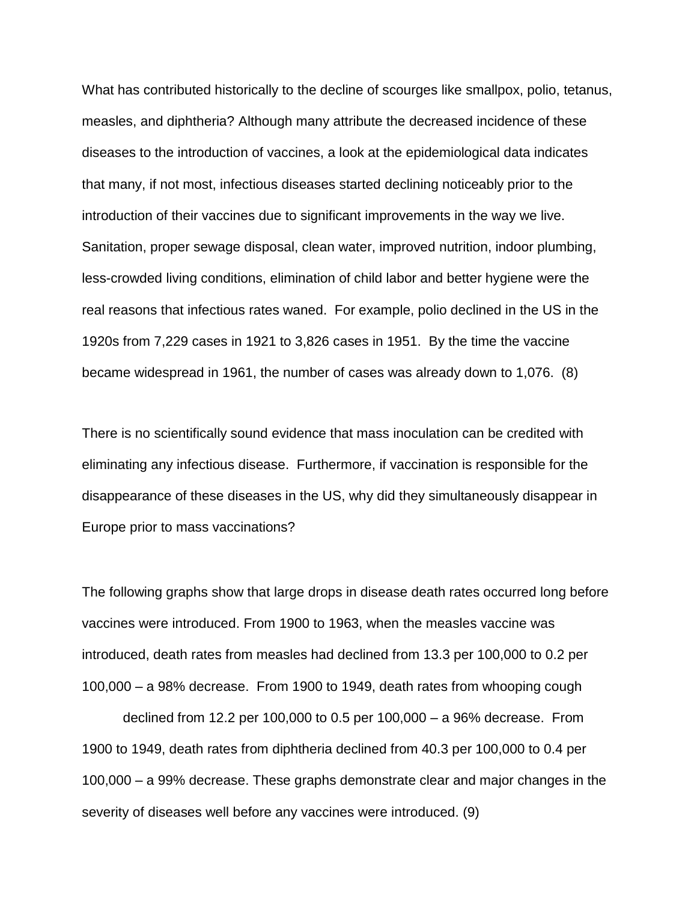What has contributed historically to the decline of scourges like smallpox, polio, tetanus, measles, and diphtheria? Although many attribute the decreased incidence of these diseases to the introduction of vaccines, a look at the epidemiological data indicates that many, if not most, infectious diseases started declining noticeably prior to the introduction of their vaccines due to significant improvements in the way we live. Sanitation, proper sewage disposal, clean water, improved nutrition, indoor plumbing, less-crowded living conditions, elimination of child labor and better hygiene were the real reasons that infectious rates waned. For example, polio declined in the US in the 1920s from 7,229 cases in 1921 to 3,826 cases in 1951. By the time the vaccine became widespread in 1961, the number of cases was already down to 1,076. (8)

There is no scientifically sound evidence that mass inoculation can be credited with eliminating any infectious disease. Furthermore, if vaccination is responsible for the disappearance of these diseases in the US, why did they simultaneously disappear in Europe prior to mass vaccinations?

The following graphs show that large drops in disease death rates occurred long before vaccines were introduced. From 1900 to 1963, when the measles vaccine was introduced, death rates from measles had declined from 13.3 per 100,000 to 0.2 per 100,000 – a 98% decrease. From 1900 to 1949, death rates from whooping cough declined from 12.2 per 100,000 to 0.5 per 100,000 – a 96% decrease. From 1900 to 1949, death rates from diphtheria declined from 40.3 per 100,000 to 0.4 per 100,000 – a 99% decrease. These graphs demonstrate clear and major changes in the severity of diseases well before any vaccines were introduced. (9)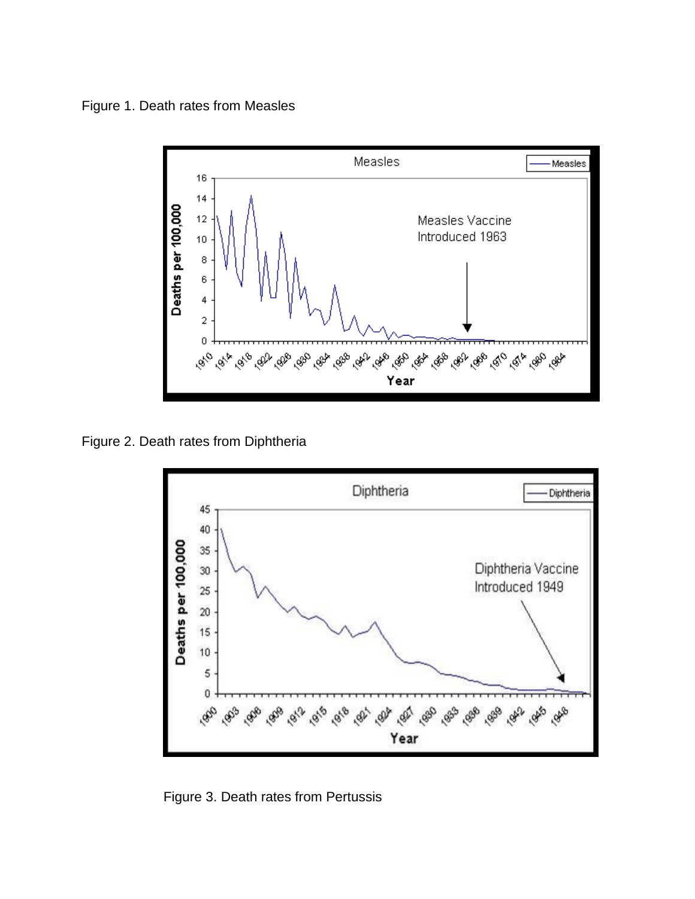Figure 1. Death rates from Measles

Figure 2. Death rates from Diphtheria

Figure 3. Death rates from Pertussis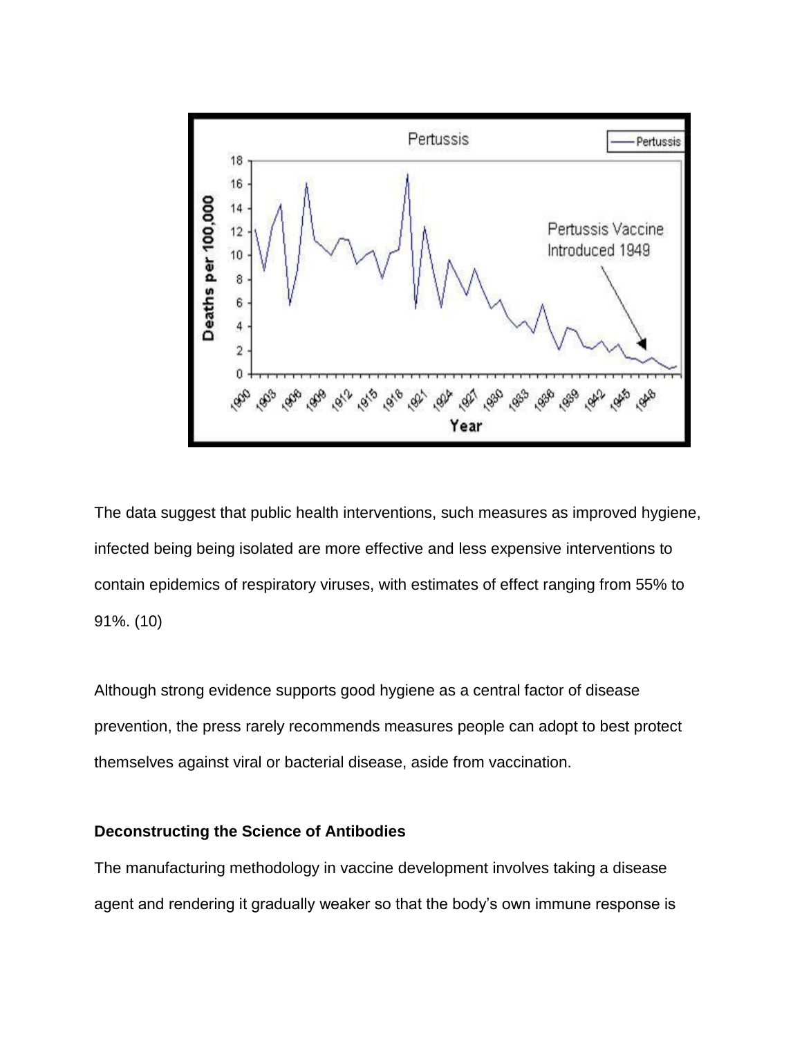The data suggest that public health interventions, such measures as improved hygiene, infected being being isolated are more effective and less expensive interventions to contain epidemics of respiratory viruses, with estimates of effect ranging from 55% to 91%. (10)

Although strong evidence supports good hygiene as a central factor of disease prevention, the press rarely recommends measures people can adopt to best protect themselves against viral or bacterial disease, aside from vaccination.

**Deconstructing the Science of Antibodies**

The manufacturing methodology in vaccine development involves taking a disease agent and rendering it gradually weaker so that the body's own immune response is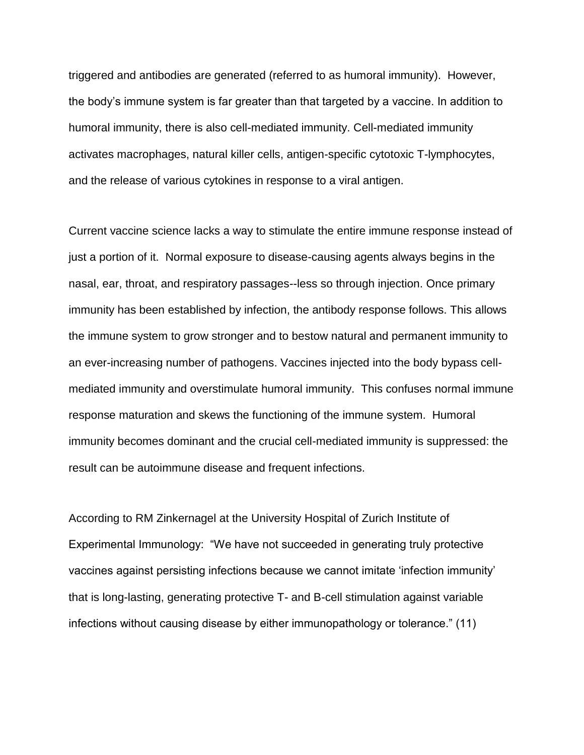triggered and antibodies are generated (referred to as humoral immunity). However, the body's immune system is far greater than that targeted by a vaccine. In addition to humoral immunity, there is also cell-mediated immunity. Cell-mediated immunity activates macrophages, natural killer cells, antigen-specific cytotoxic T-lymphocytes, and the release of various cytokines in response to a viral antigen.

Current vaccine science lacks a way to stimulate the entire immune response instead of just a portion of it. Normal exposure to disease-causing agents always begins in the nasal, ear, throat, and respiratory passages--less so through injection. Once primary immunity has been established by infection, the antibody response follows. This allows the immune system to grow stronger and to bestow natural and permanent immunity to an ever-increasing number of pathogens. Vaccines injected into the body bypass cell-mediated immunity and overstimulate humoral immunity. This confuses normal immune response maturation and skews the functioning of the immune system. Humoral immunity becomes dominant and the crucial cell-mediated immunity is suppressed: the result can be autoimmune disease and frequent infections.

According to RM Zinkernagel at the University Hospital of Zurich Institute of Experimental Immunology: "We have not succeeded in generating truly protective vaccines against persisting infections because we cannot imitate 'infection immunity' that is long-lasting, generating protective T- and B-cell stimulation against variable infections without causing disease by either immunopathology or tolerance." (11)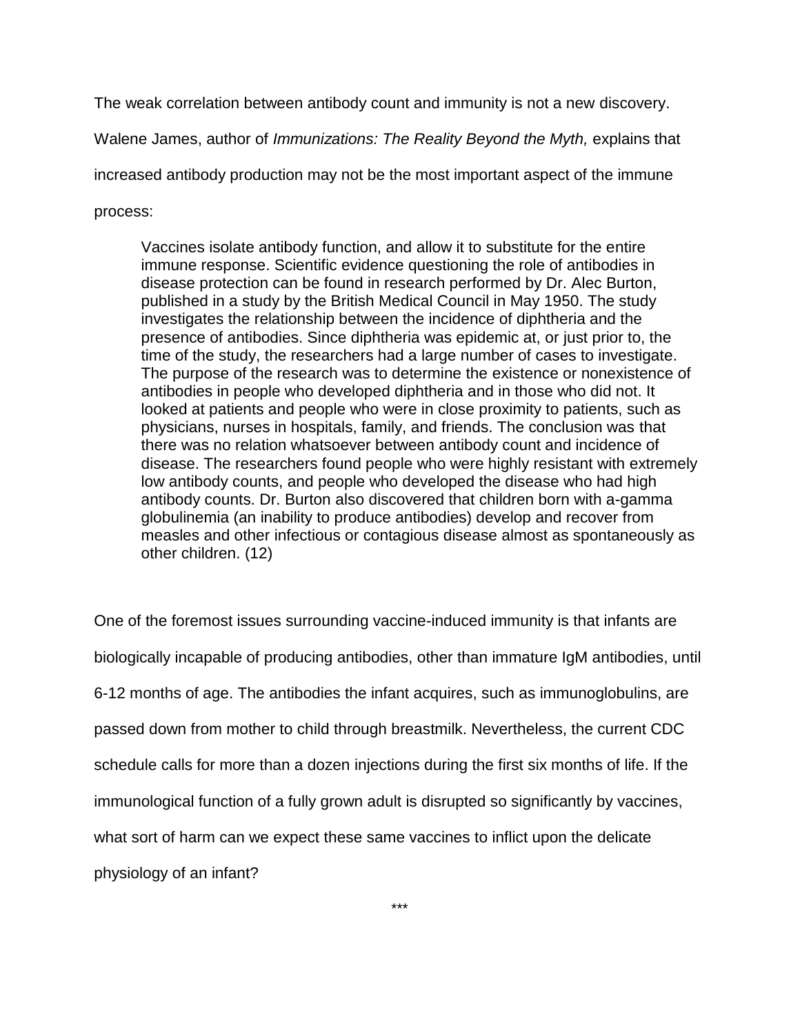The weak correlation between antibody count and immunity is not a new discovery. Walene James, author of *Immunizations: The Reality Beyond the Myth,* explains that increased antibody production may not be the most important aspect of the immune process:

> Vaccines isolate antibody function, and allow it to substitute for the entire immune response. Scientific evidence questioning the role of antibodies in disease protection can be found in research performed by Dr. Alec Burton, published in a study by the British Medical Council in May 1950. The study investigates the relationship between the incidence of diphtheria and the presence of antibodies. Since diphtheria was epidemic at, or just prior to, the time of the study, the researchers had a large number of cases to investigate. The purpose of the research was to determine the existence or nonexistence of antibodies in people who developed diphtheria and in those who did not. It looked at patients and people who were in close proximity to patients, such as physicians, nurses in hospitals, family, and friends. The conclusion was that there was no relation whatsoever between antibody count and incidence of disease. The researchers found people who were highly resistant with extremely low antibody counts, and people who developed the disease who had high antibody counts. Dr. Burton also discovered that children born with a-gamma globulinemia (an inability to produce antibodies) develop and recover from measles and other infectious or contagious disease almost as spontaneously as other children. (12)

One of the foremost issues surrounding vaccine-induced immunity is that infants are biologically incapable of producing antibodies, other than immature IgM antibodies, until 6-12 months of age. The antibodies the infant acquires, such as immunoglobulins, are passed down from mother to child through breastmilk. Nevertheless, the current CDC schedule calls for more than a dozen injections during the first six months of life. If the immunological function of a fully grown adult is disrupted so significantly by vaccines, what sort of harm can we expect these same vaccines to inflict upon the delicate physiology of an infant?

***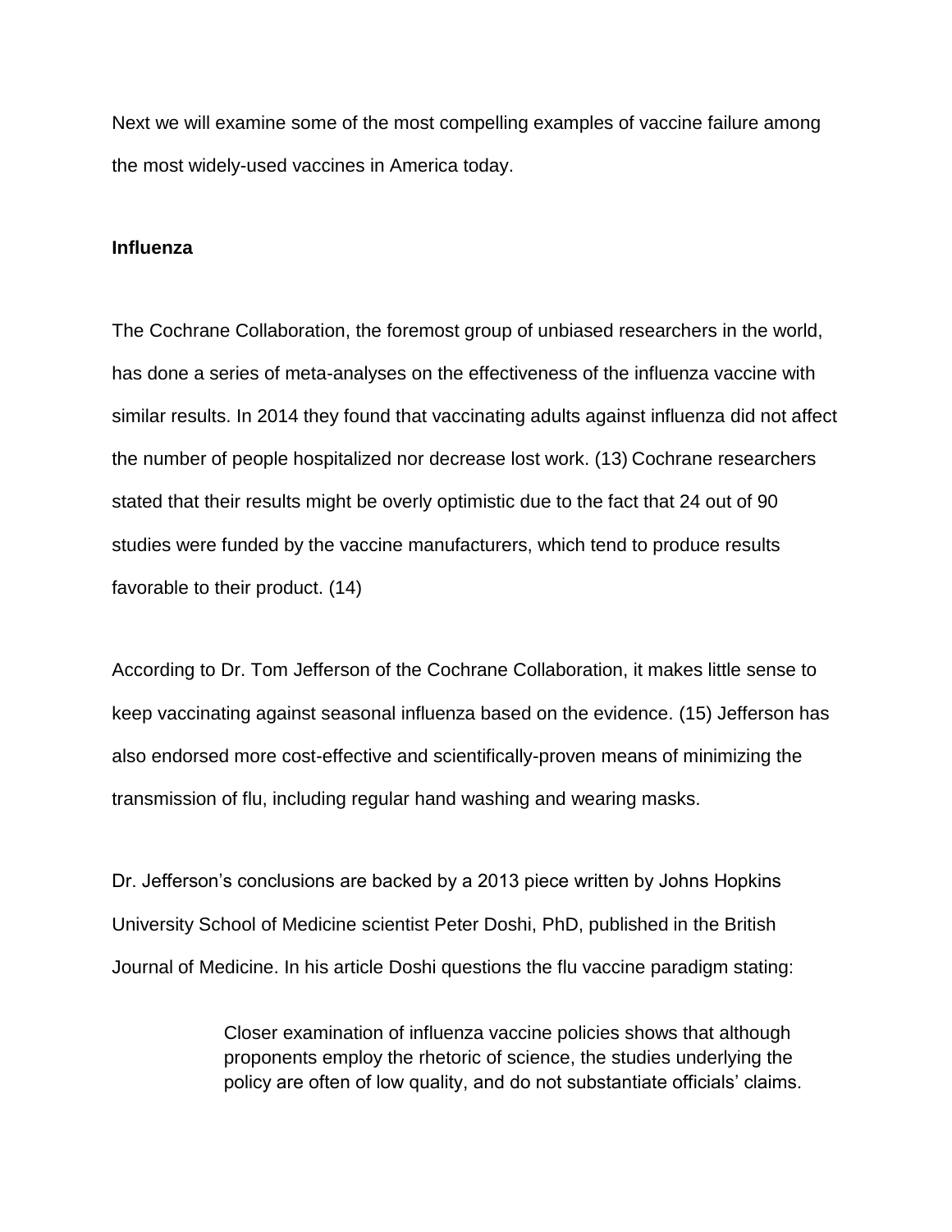Next we will examine some of the most compelling examples of vaccine failure among the most widely-used vaccines in America today.

**Influenza**

The Cochrane Collaboration, the foremost group of unbiased researchers in the world, has done a series of meta-analyses on the effectiveness of the influenza vaccine with similar results. In 2014 they found that vaccinating adults against influenza did not affect the number of people hospitalized nor decrease lost work. (13) Cochrane researchers stated that their results might be overly optimistic due to the fact that 24 out of 90 studies were funded by the vaccine manufacturers, which tend to produce results favorable to their product. (14)

According to Dr. Tom Jefferson of the Cochrane Collaboration, it makes little sense to keep vaccinating against seasonal influenza based on the evidence. (15) Jefferson has also endorsed more cost-effective and scientifically-proven means of minimizing the transmission of flu, including regular hand washing and wearing masks.

Dr. Jefferson's conclusions are backed by a 2013 piece written by Johns Hopkins University School of Medicine scientist Peter Doshi, PhD, published in the British Journal of Medicine. In his article Doshi questions the flu vaccine paradigm stating:

> Closer examination of influenza vaccine policies shows that although proponents employ the rhetoric of science, the studies underlying the policy are often of low quality, and do not substantiate officials' claims.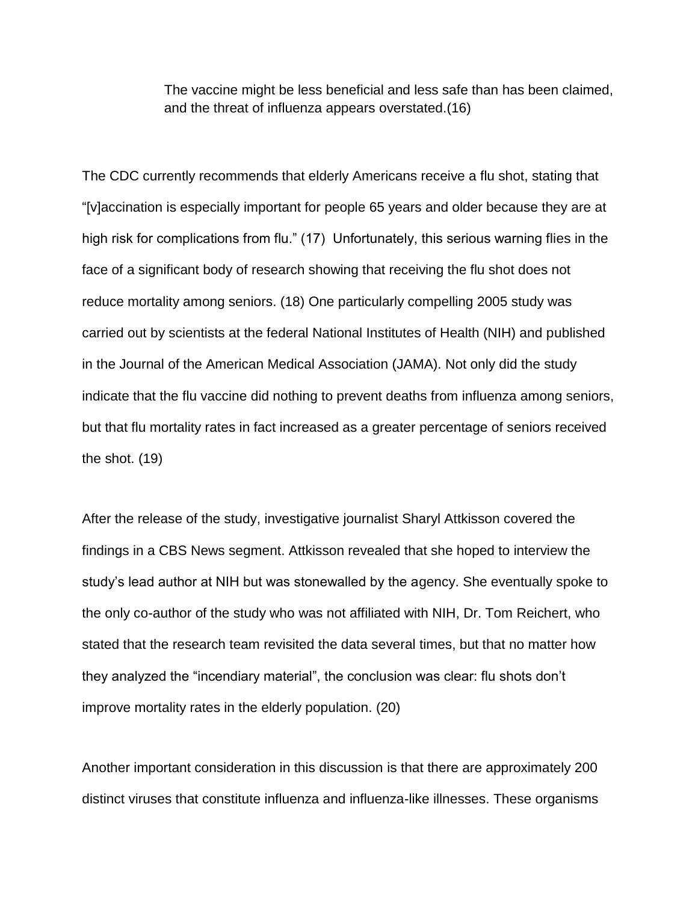> The vaccine might be less beneficial and less safe than has been claimed, and the threat of influenza appears overstated.(16)

The CDC currently recommends that elderly Americans receive a flu shot, stating that "[v]accination is especially important for people 65 years and older because they are at high risk for complications from flu." (17) Unfortunately, this serious warning flies in the face of a significant body of research showing that receiving the flu shot does not reduce mortality among seniors. (18) One particularly compelling 2005 study was carried out by scientists at the federal National Institutes of Health (NIH) and published in the Journal of the American Medical Association (JAMA). Not only did the study indicate that the flu vaccine did nothing to prevent deaths from influenza among seniors, but that flu mortality rates in fact increased as a greater percentage of seniors received the shot. (19)

After the release of the study, investigative journalist Sharyl Attkisson covered the findings in a CBS News segment. Attkisson revealed that she hoped to interview the study's lead author at NIH but was stonewalled by the agency. She eventually spoke to the only co-author of the study who was not affiliated with NIH, Dr. Tom Reichert, who stated that the research team revisited the data several times, but that no matter how they analyzed the "incendiary material", the conclusion was clear: flu shots don't improve mortality rates in the elderly population. (20)

Another important consideration in this discussion is that there are approximately 200 distinct viruses that constitute influenza and influenza-like illnesses. These organisms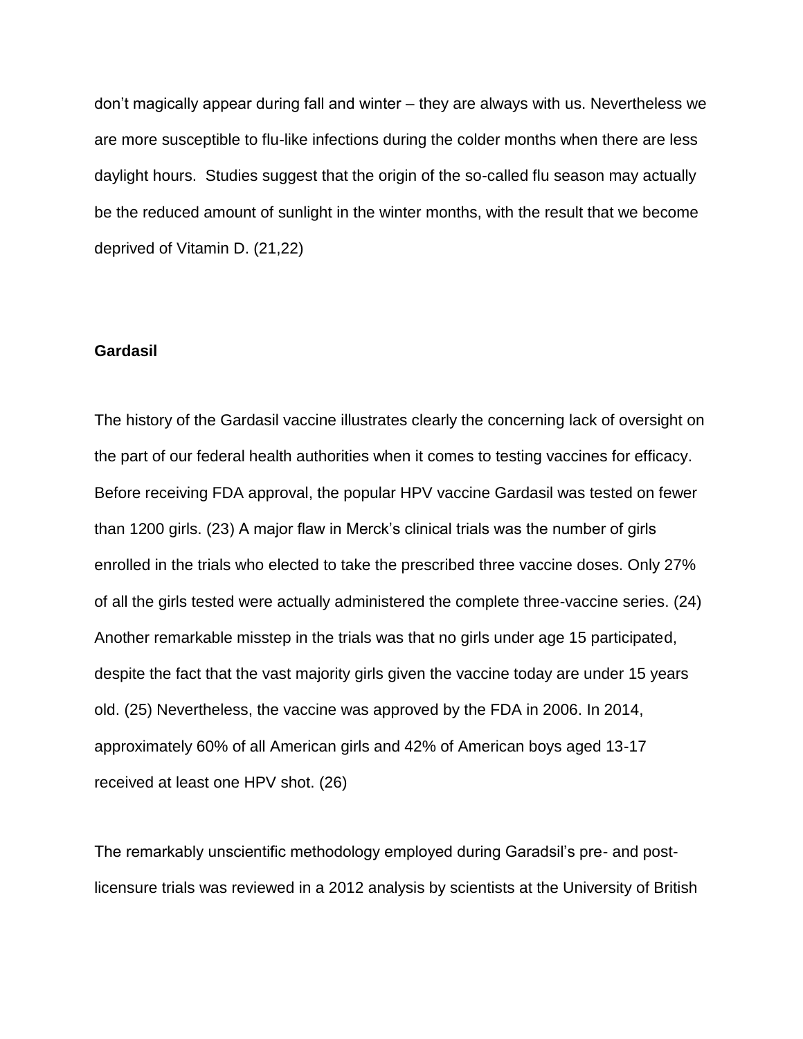don't magically appear during fall and winter – they are always with us. Nevertheless we are more susceptible to flu-like infections during the colder months when there are less daylight hours. Studies suggest that the origin of the so-called flu season may actually be the reduced amount of sunlight in the winter months, with the result that we become deprived of Vitamin D. (21,22)

**Gardasil**

The history of the Gardasil vaccine illustrates clearly the concerning lack of oversight on the part of our federal health authorities when it comes to testing vaccines for efficacy. Before receiving FDA approval, the popular HPV vaccine Gardasil was tested on fewer than 1200 girls. (23) A major flaw in Merck's clinical trials was the number of girls enrolled in the trials who elected to take the prescribed three vaccine doses. Only 27% of all the girls tested were actually administered the complete three-vaccine series. (24) Another remarkable misstep in the trials was that no girls under age 15 participated, despite the fact that the vast majority girls given the vaccine today are under 15 years old. (25) Nevertheless, the vaccine was approved by the FDA in 2006. In 2014, approximately 60% of all American girls and 42% of American boys aged 13-17 received at least one HPV shot. (26)

The remarkably unscientific methodology employed during Garadsil's pre- and post-licensure trials was reviewed in a 2012 analysis by scientists at the University of British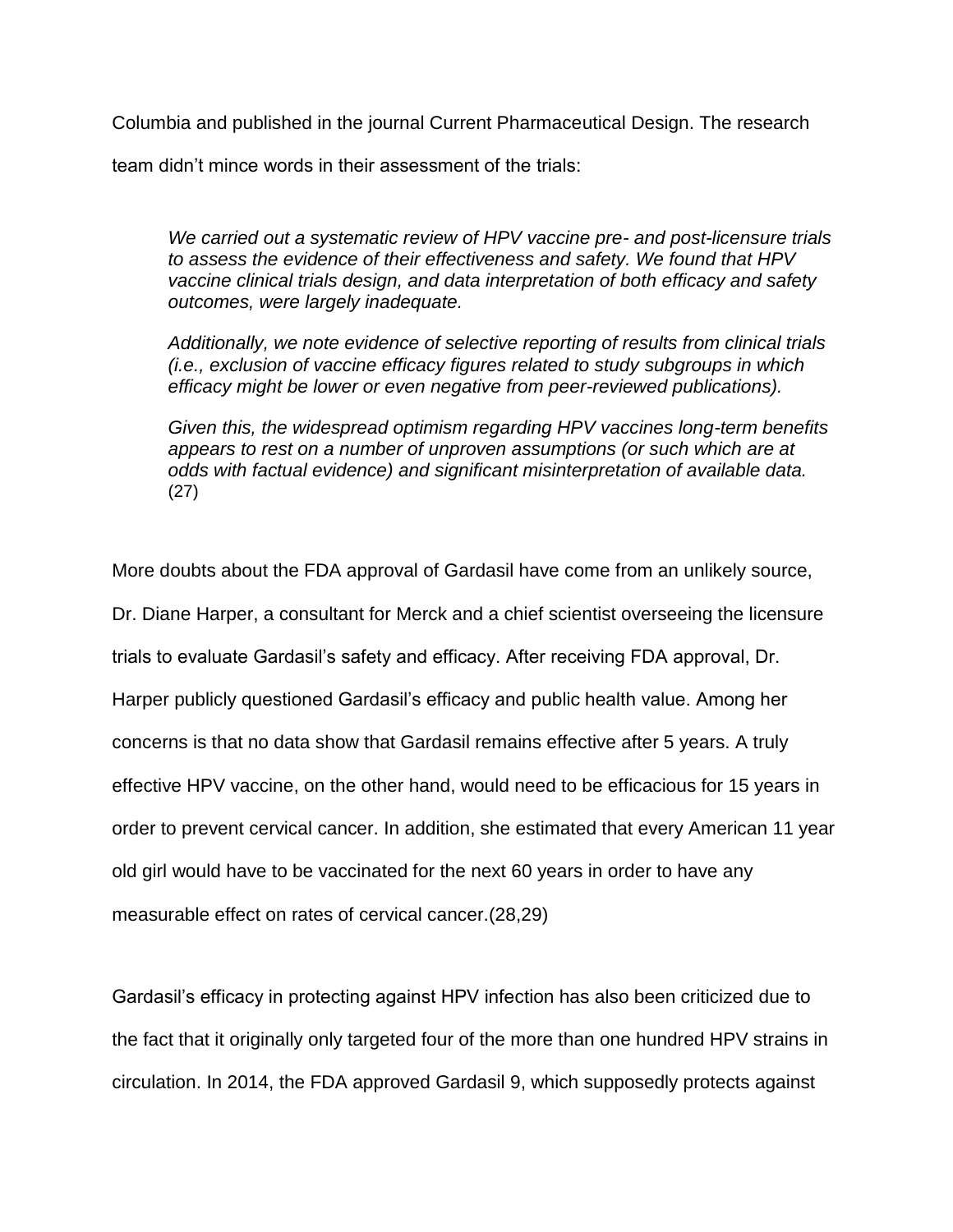Columbia and published in the journal Current Pharmaceutical Design. The research team didn't mince words in their assessment of the trials:

> *We carried out a systematic review of HPV vaccine pre- and post-licensure trials to assess the evidence of their effectiveness and safety. We found that HPV vaccine clinical trials design, and data interpretation of both efficacy and safety outcomes, were largely inadequate.*
>
> *Additionally, we note evidence of selective reporting of results from clinical trials (i.e., exclusion of vaccine efficacy figures related to study subgroups in which efficacy might be lower or even negative from peer-reviewed publications).*
>
> *Given this, the widespread optimism regarding HPV vaccines long-term benefits appears to rest on a number of unproven assumptions (or such which are at odds with factual evidence) and significant misinterpretation of available data.* (27)

More doubts about the FDA approval of Gardasil have come from an unlikely source, Dr. Diane Harper, a consultant for Merck and a chief scientist overseeing the licensure trials to evaluate Gardasil's safety and efficacy. After receiving FDA approval, Dr. Harper publicly questioned Gardasil's efficacy and public health value. Among her concerns is that no data show that Gardasil remains effective after 5 years. A truly effective HPV vaccine, on the other hand, would need to be efficacious for 15 years in order to prevent cervical cancer. In addition, she estimated that every American 11 year old girl would have to be vaccinated for the next 60 years in order to have any measurable effect on rates of cervical cancer.(28,29)

Gardasil's efficacy in protecting against HPV infection has also been criticized due to the fact that it originally only targeted four of the more than one hundred HPV strains in circulation. In 2014, the FDA approved Gardasil 9, which supposedly protects against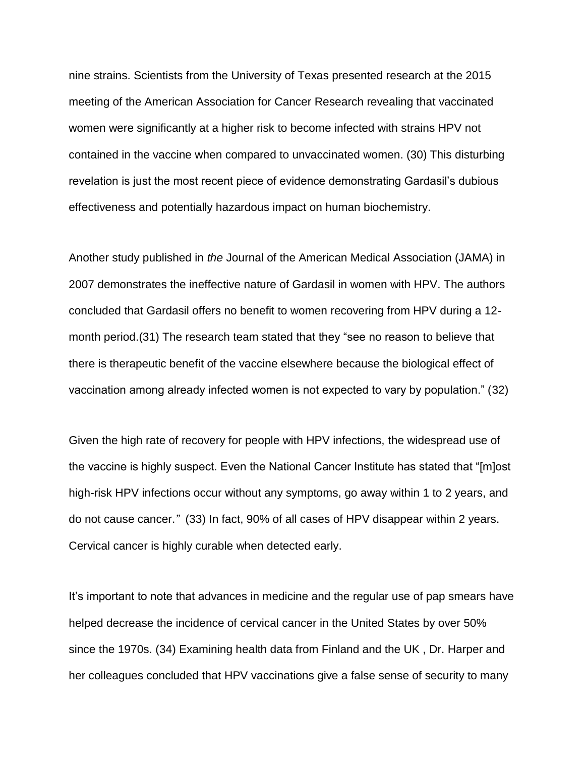nine strains. Scientists from the University of Texas presented research at the 2015 meeting of the American Association for Cancer Research revealing that vaccinated women were significantly at a higher risk to become infected with strains HPV not contained in the vaccine when compared to unvaccinated women. (30) This disturbing revelation is just the most recent piece of evidence demonstrating Gardasil's dubious effectiveness and potentially hazardous impact on human biochemistry.

Another study published in *the* Journal of the American Medical Association (JAMA) in 2007 demonstrates the ineffective nature of Gardasil in women with HPV. The authors concluded that Gardasil offers no benefit to women recovering from HPV during a 12-month period.(31) The research team stated that they "see no reason to believe that there is therapeutic benefit of the vaccine elsewhere because the biological effect of vaccination among already infected women is not expected to vary by population." (32)

Given the high rate of recovery for people with HPV infections, the widespread use of the vaccine is highly suspect. Even the National Cancer Institute has stated that "[m]ost high-risk HPV infections occur without any symptoms, go away within 1 to 2 years, and do not cause cancer." (33) In fact, 90% of all cases of HPV disappear within 2 years. Cervical cancer is highly curable when detected early.

It's important to note that advances in medicine and the regular use of pap smears have helped decrease the incidence of cervical cancer in the United States by over 50% since the 1970s. (34) Examining health data from Finland and the UK , Dr. Harper and her colleagues concluded that HPV vaccinations give a false sense of security to many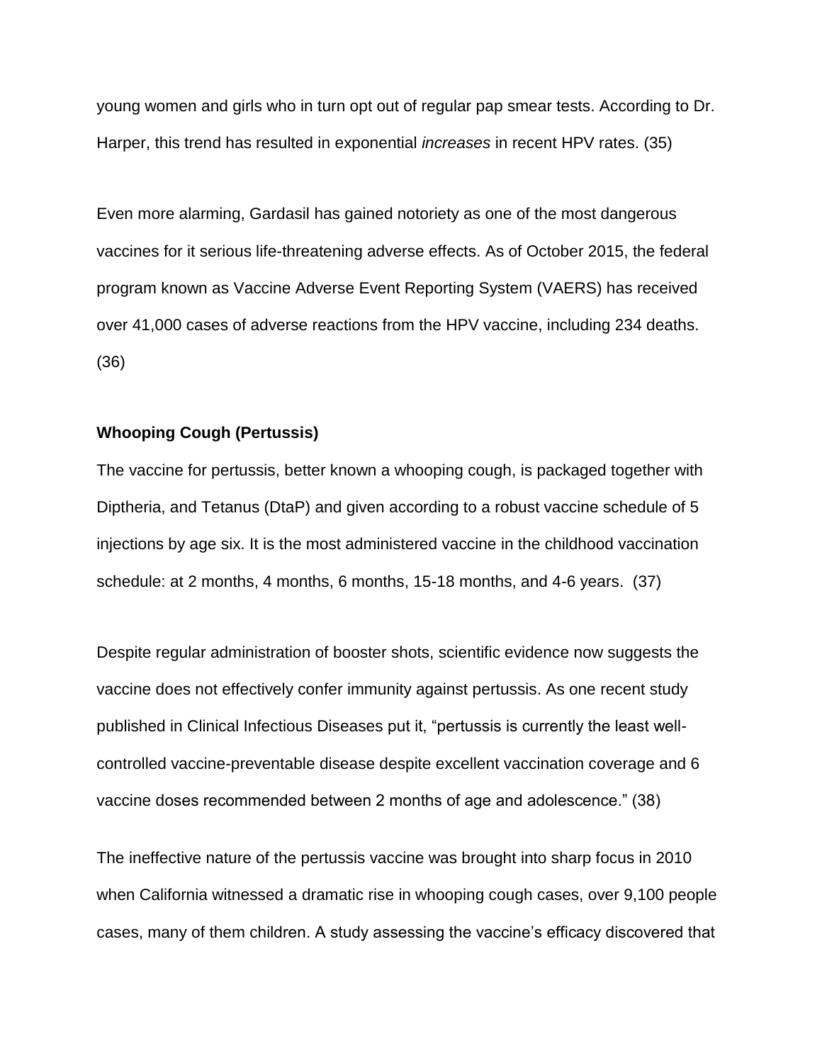young women and girls who in turn opt out of regular pap smear tests. According to Dr. Harper, this trend has resulted in exponential *increases* in recent HPV rates. (35)

Even more alarming, Gardasil has gained notoriety as one of the most dangerous vaccines for it serious life-threatening adverse effects. As of October 2015, the federal program known as Vaccine Adverse Event Reporting System (VAERS) has received over 41,000 cases of adverse reactions from the HPV vaccine, including 234 deaths. (36)

**Whooping Cough (Pertussis)**

The vaccine for pertussis, better known a whooping cough, is packaged together with Diptheria, and Tetanus (DtaP) and given according to a robust vaccine schedule of 5 injections by age six. It is the most administered vaccine in the childhood vaccination schedule: at 2 months, 4 months, 6 months, 15-18 months, and 4-6 years. (37)

Despite regular administration of booster shots, scientific evidence now suggests the vaccine does not effectively confer immunity against pertussis. As one recent study published in Clinical Infectious Diseases put it, "pertussis is currently the least well-controlled vaccine-preventable disease despite excellent vaccination coverage and 6 vaccine doses recommended between 2 months of age and adolescence." (38)

The ineffective nature of the pertussis vaccine was brought into sharp focus in 2010 when California witnessed a dramatic rise in whooping cough cases, over 9,100 people cases, many of them children. A study assessing the vaccine's efficacy discovered that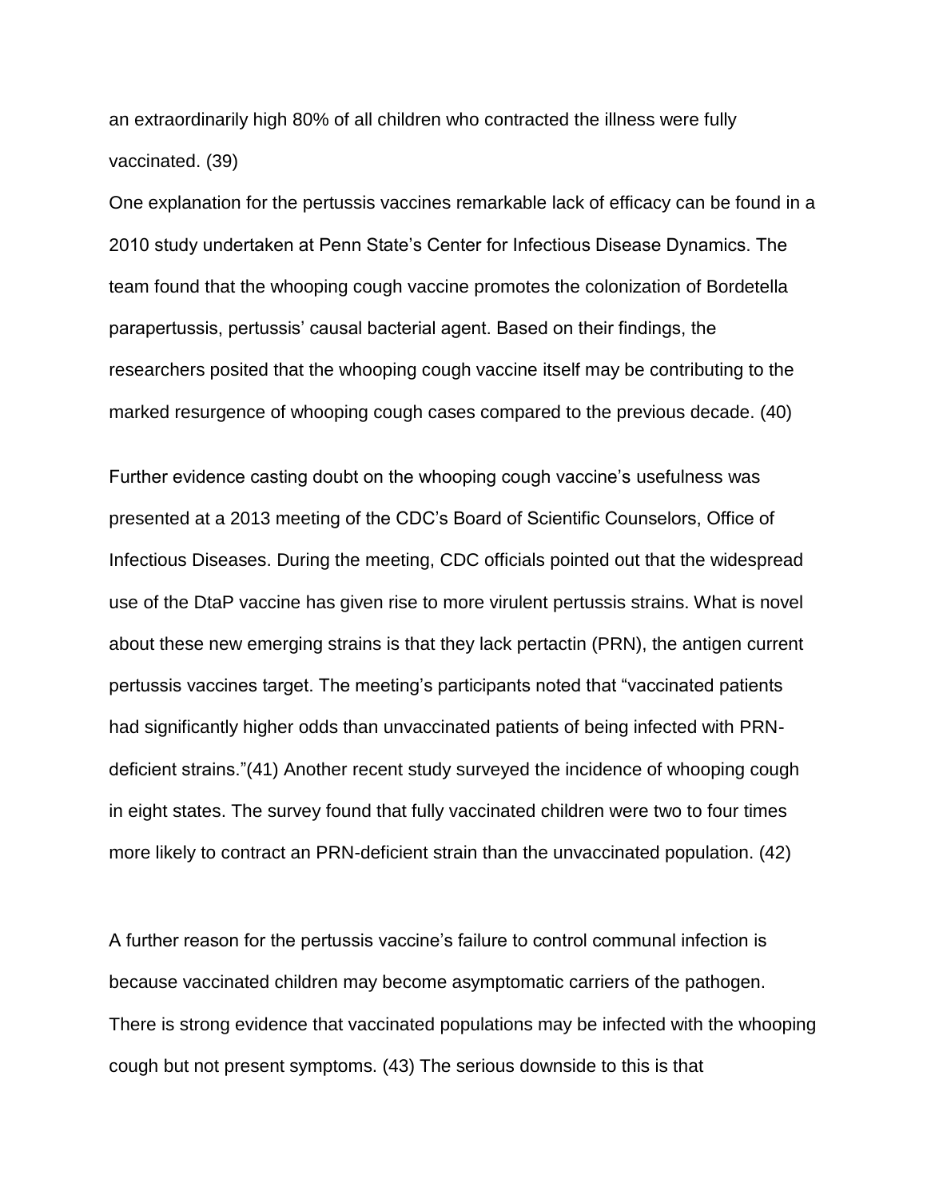an extraordinarily high 80% of all children who contracted the illness were fully vaccinated. (39)

One explanation for the pertussis vaccines remarkable lack of efficacy can be found in a 2010 study undertaken at Penn State's Center for Infectious Disease Dynamics. The team found that the whooping cough vaccine promotes the colonization of Bordetella parapertussis, pertussis' causal bacterial agent. Based on their findings, the researchers posited that the whooping cough vaccine itself may be contributing to the marked resurgence of whooping cough cases compared to the previous decade. (40)

Further evidence casting doubt on the whooping cough vaccine's usefulness was presented at a 2013 meeting of the CDC's Board of Scientific Counselors, Office of Infectious Diseases. During the meeting, CDC officials pointed out that the widespread use of the DtaP vaccine has given rise to more virulent pertussis strains. What is novel about these new emerging strains is that they lack pertactin (PRN), the antigen current pertussis vaccines target. The meeting's participants noted that "vaccinated patients had significantly higher odds than unvaccinated patients of being infected with PRN-deficient strains."(41) Another recent study surveyed the incidence of whooping cough in eight states. The survey found that fully vaccinated children were two to four times more likely to contract an PRN-deficient strain than the unvaccinated population. (42)

A further reason for the pertussis vaccine's failure to control communal infection is because vaccinated children may become asymptomatic carriers of the pathogen. There is strong evidence that vaccinated populations may be infected with the whooping cough but not present symptoms. (43) The serious downside to this is that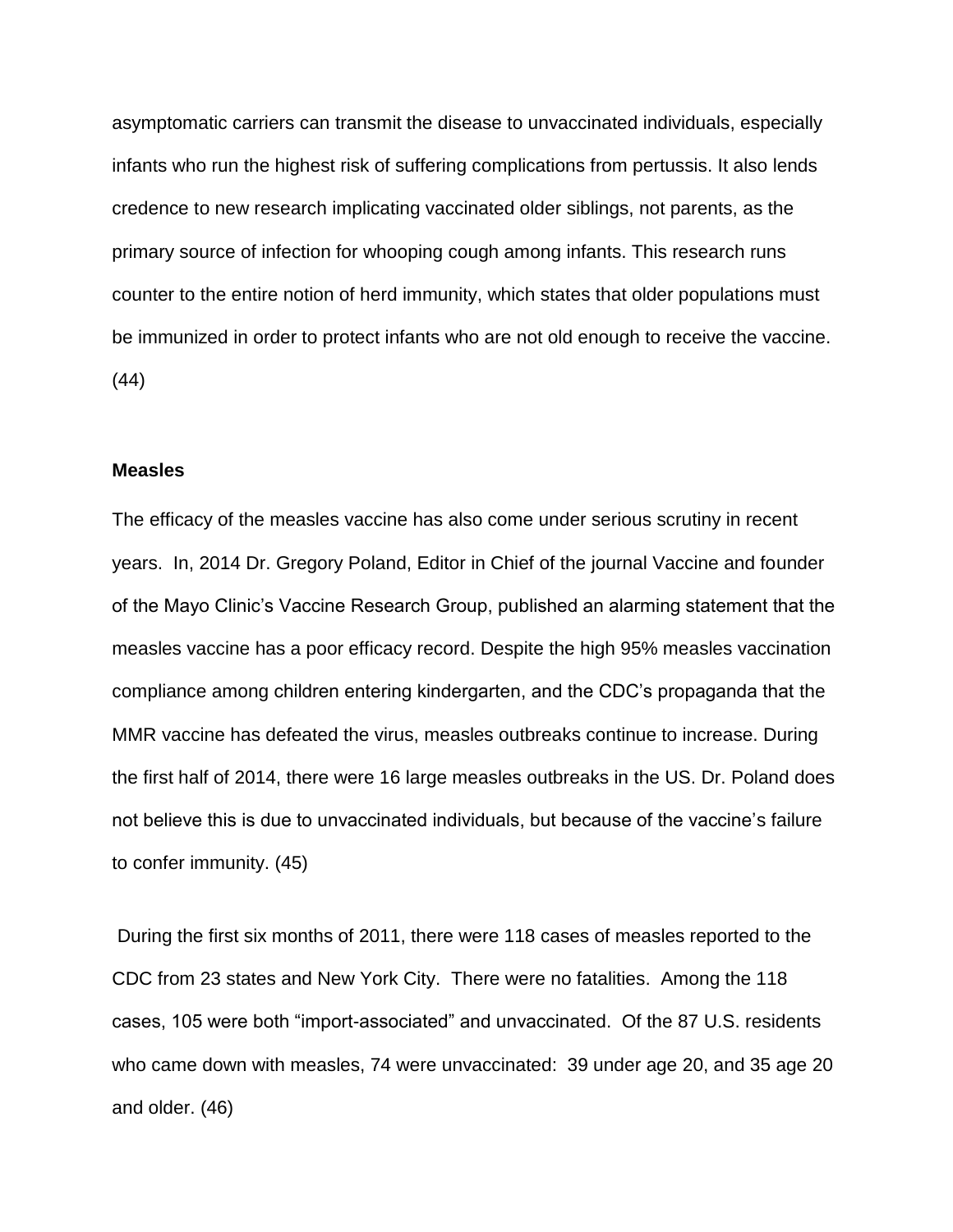asymptomatic carriers can transmit the disease to unvaccinated individuals, especially infants who run the highest risk of suffering complications from pertussis. It also lends credence to new research implicating vaccinated older siblings, not parents, as the primary source of infection for whooping cough among infants. This research runs counter to the entire notion of herd immunity, which states that older populations must be immunized in order to protect infants who are not old enough to receive the vaccine. (44)

**Measles**

The efficacy of the measles vaccine has also come under serious scrutiny in recent years. In, 2014 Dr. Gregory Poland, Editor in Chief of the journal Vaccine and founder of the Mayo Clinic's Vaccine Research Group, published an alarming statement that the measles vaccine has a poor efficacy record. Despite the high 95% measles vaccination compliance among children entering kindergarten, and the CDC's propaganda that the MMR vaccine has defeated the virus, measles outbreaks continue to increase. During the first half of 2014, there were 16 large measles outbreaks in the US. Dr. Poland does not believe this is due to unvaccinated individuals, but because of the vaccine's failure to confer immunity. (45)

During the first six months of 2011, there were 118 cases of measles reported to the CDC from 23 states and New York City. There were no fatalities. Among the 118 cases, 105 were both "import-associated" and unvaccinated. Of the 87 U.S. residents who came down with measles, 74 were unvaccinated: 39 under age 20, and 35 age 20 and older. (46)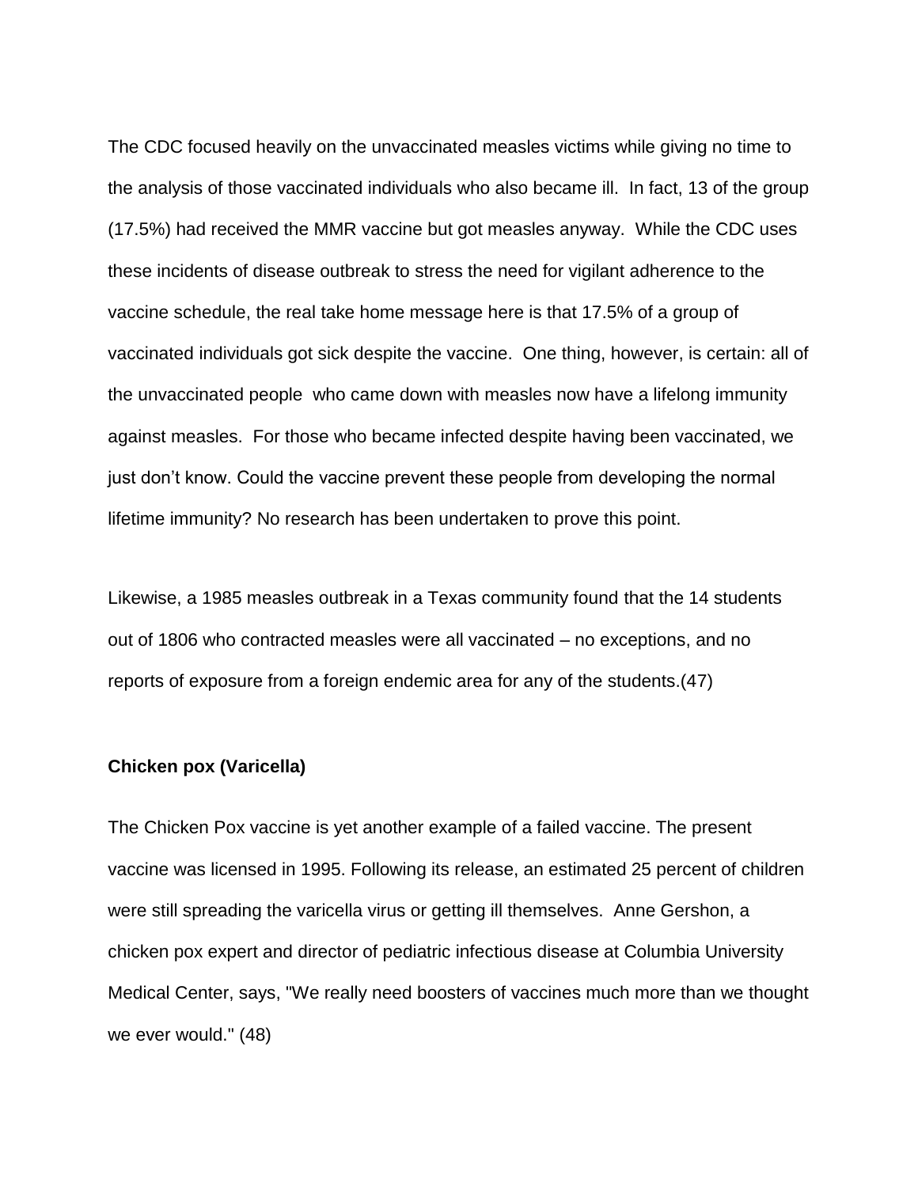The CDC focused heavily on the unvaccinated measles victims while giving no time to the analysis of those vaccinated individuals who also became ill. In fact, 13 of the group (17.5%) had received the MMR vaccine but got measles anyway. While the CDC uses these incidents of disease outbreak to stress the need for vigilant adherence to the vaccine schedule, the real take home message here is that 17.5% of a group of vaccinated individuals got sick despite the vaccine. One thing, however, is certain: all of the unvaccinated people who came down with measles now have a lifelong immunity against measles. For those who became infected despite having been vaccinated, we just don't know. Could the vaccine prevent these people from developing the normal lifetime immunity? No research has been undertaken to prove this point.

Likewise, a 1985 measles outbreak in a Texas community found that the 14 students out of 1806 who contracted measles were all vaccinated – no exceptions, and no reports of exposure from a foreign endemic area for any of the students.(47)

**Chicken pox (Varicella)**

The Chicken Pox vaccine is yet another example of a failed vaccine. The present vaccine was licensed in 1995. Following its release, an estimated 25 percent of children were still spreading the varicella virus or getting ill themselves. Anne Gershon, a chicken pox expert and director of pediatric infectious disease at Columbia University Medical Center, says, "We really need boosters of vaccines much more than we thought we ever would." (48)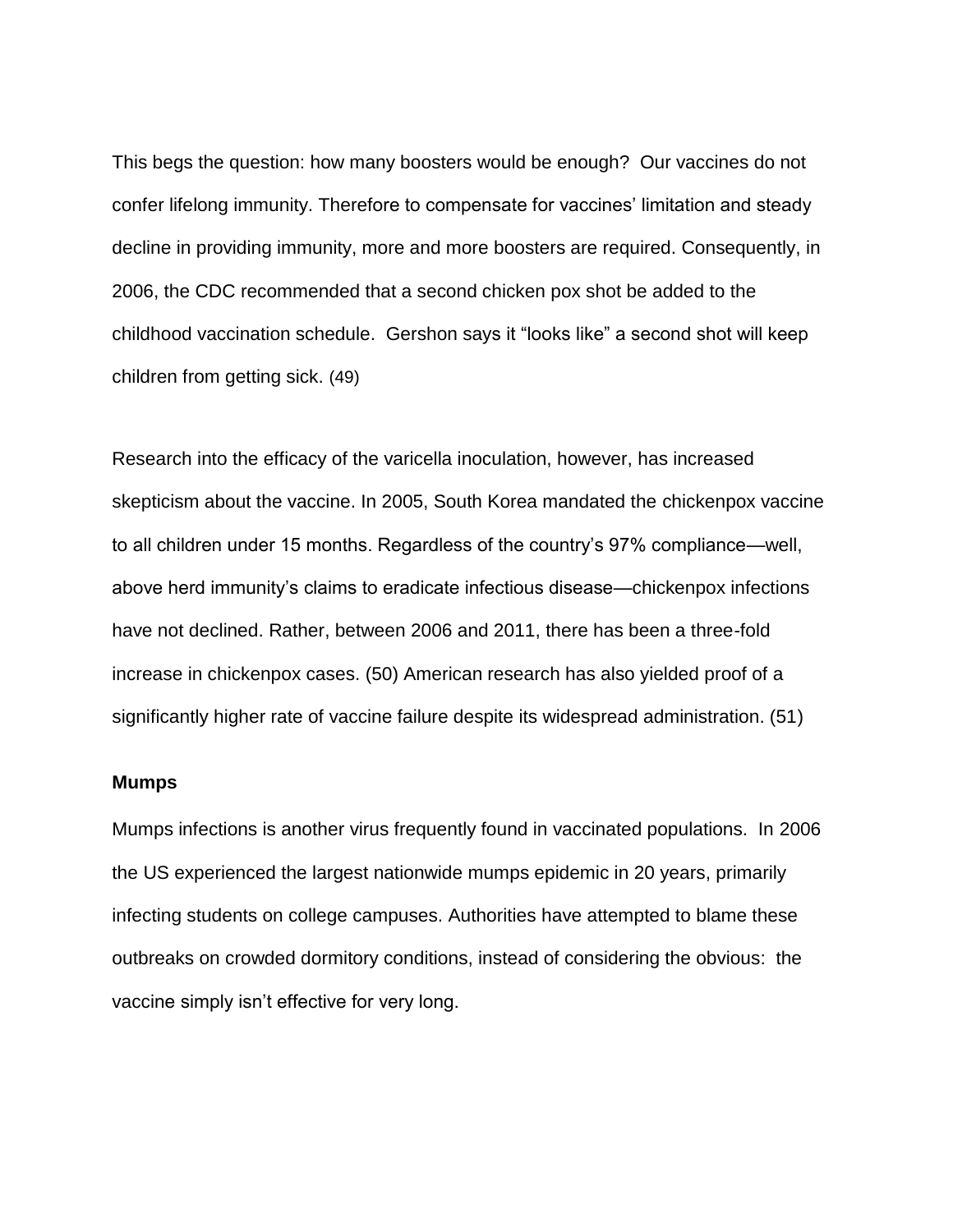This begs the question: how many boosters would be enough? Our vaccines do not confer lifelong immunity. Therefore to compensate for vaccines' limitation and steady decline in providing immunity, more and more boosters are required. Consequently, in 2006, the CDC recommended that a second chicken pox shot be added to the childhood vaccination schedule. Gershon says it "looks like" a second shot will keep children from getting sick. (49)

Research into the efficacy of the varicella inoculation, however, has increased skepticism about the vaccine. In 2005, South Korea mandated the chickenpox vaccine to all children under 15 months. Regardless of the country's 97% compliance—well, above herd immunity's claims to eradicate infectious disease—chickenpox infections have not declined. Rather, between 2006 and 2011, there has been a three-fold increase in chickenpox cases. (50) American research has also yielded proof of a significantly higher rate of vaccine failure despite its widespread administration. (51)

**Mumps**

Mumps infections is another virus frequently found in vaccinated populations. In 2006 the US experienced the largest nationwide mumps epidemic in 20 years, primarily infecting students on college campuses. Authorities have attempted to blame these outbreaks on crowded dormitory conditions, instead of considering the obvious: the vaccine simply isn't effective for very long.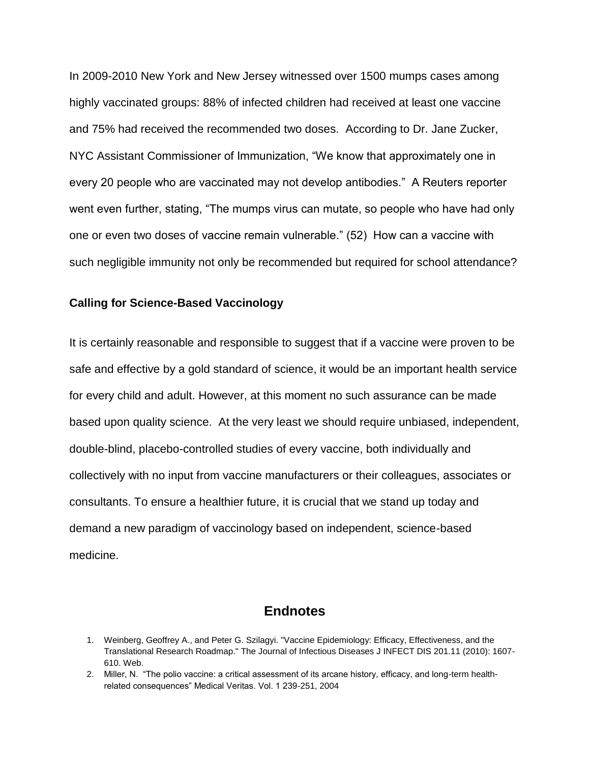In 2009-2010 New York and New Jersey witnessed over 1500 mumps cases among highly vaccinated groups: 88% of infected children had received at least one vaccine and 75% had received the recommended two doses. According to Dr. Jane Zucker, NYC Assistant Commissioner of Immunization, "We know that approximately one in every 20 people who are vaccinated may not develop antibodies." A Reuters reporter went even further, stating, "The mumps virus can mutate, so people who have had only one or even two doses of vaccine remain vulnerable." (52) How can a vaccine with such negligible immunity not only be recommended but required for school attendance?

**Calling for Science-Based Vaccinology**

It is certainly reasonable and responsible to suggest that if a vaccine were proven to be safe and effective by a gold standard of science, it would be an important health service for every child and adult. However, at this moment no such assurance can be made based upon quality science. At the very least we should require unbiased, independent, double-blind, placebo-controlled studies of every vaccine, both individually and collectively with no input from vaccine manufacturers or their colleagues, associates or consultants. To ensure a healthier future, it is crucial that we stand up today and demand a new paradigm of vaccinology based on independent, science-based medicine.

## Endnotes

1. Weinberg, Geoffrey A., and Peter G. Szilagyi. "Vaccine Epidemiology: Efficacy, Effectiveness, and the Translational Research Roadmap." The Journal of Infectious Diseases J INFECT DIS 201.11 (2010): 1607-610. Web.
2. Miller, N. "The polio vaccine: a critical assessment of its arcane history, efficacy, and long-term health-related consequences" Medical Veritas. Vol. 1 239-251, 2004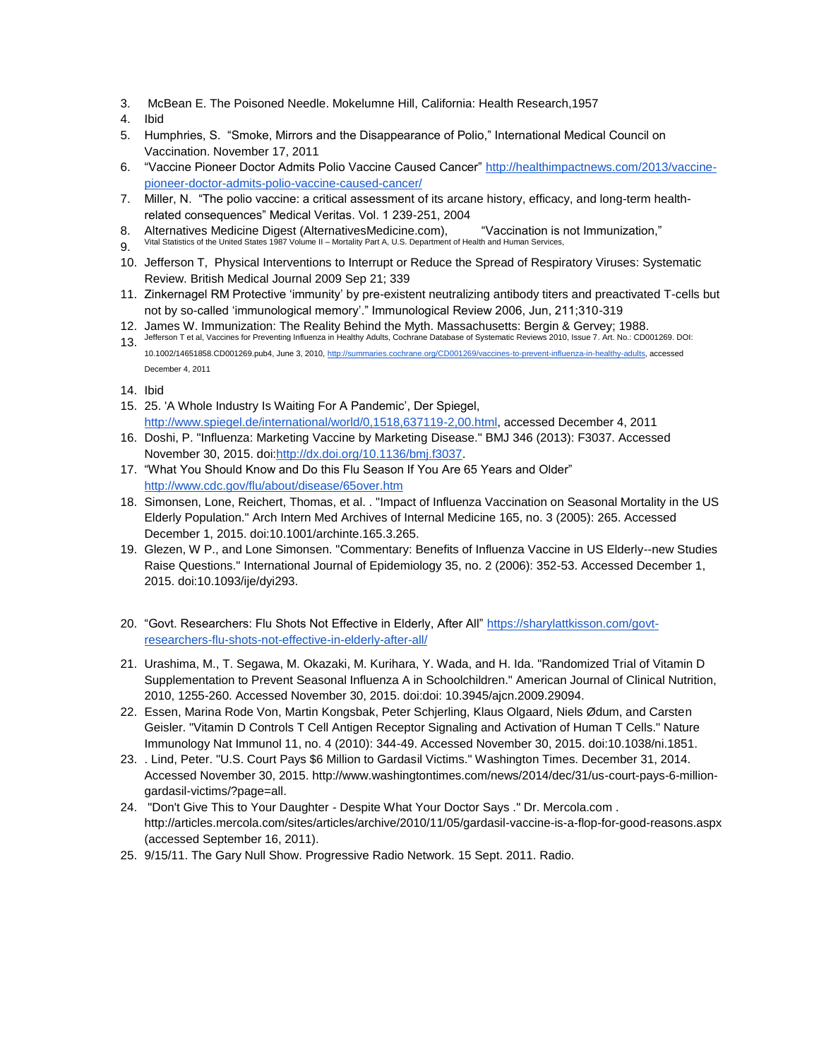3. McBean E. The Poisoned Needle. Mokelumne Hill, California: Health Research,1957
4. Ibid
5. Humphries, S. "Smoke, Mirrors and the Disappearance of Polio," International Medical Council on Vaccination. November 17, 2011
6. "Vaccine Pioneer Doctor Admits Polio Vaccine Caused Cancer" http://healthimpactnews.com/2013/vaccine-pioneer-doctor-admits-polio-vaccine-caused-cancer/
7. Miller, N. "The polio vaccine: a critical assessment of its arcane history, efficacy, and long-term health-related consequences" Medical Veritas. Vol. 1 239-251, 2004
8. Alternatives Medicine Digest (AlternativesMedicine.com), "Vaccination is not Immunization,"
9. Vital Statistics of the United States 1987 Volume II – Mortality Part A, U.S. Department of Health and Human Services,
10. Jefferson T, Physical Interventions to Interrupt or Reduce the Spread of Respiratory Viruses: Systematic Review. British Medical Journal 2009 Sep 21; 339
11. Zinkernagel RM Protective 'immunity' by pre-existent neutralizing antibody titers and preactivated T-cells but not by so-called 'immunological memory'." Immunological Review 2006, Jun, 211;310-319
12. James W. Immunization: The Reality Behind the Myth. Massachusetts: Bergin & Gervey; 1988.
13. Jefferson T et al, Vaccines for Preventing Influenza in Healthy Adults, Cochrane Database of Systematic Reviews 2010, Issue 7. Art. No.: CD001269. DOI: 10.1002/14651858.CD001269.pub4, June 3, 2010, http://summaries.cochrane.org/CD001269/vaccines-to-prevent-influenza-in-healthy-adults, accessed December 4, 2011
14. Ibid
15. 25. 'A Whole Industry Is Waiting For A Pandemic', Der Spiegel, http://www.spiegel.de/international/world/0,1518,637119-2,00.html, accessed December 4, 2011
16. Doshi, P. "Influenza: Marketing Vaccine by Marketing Disease." BMJ 346 (2013): F3037. Accessed November 30, 2015. doi:http://dx.doi.org/10.1136/bmj.f3037.
17. "What You Should Know and Do this Flu Season If You Are 65 Years and Older" http://www.cdc.gov/flu/about/disease/65over.htm
18. Simonsen, Lone, Reichert, Thomas, et al. . "Impact of Influenza Vaccination on Seasonal Mortality in the US Elderly Population." Arch Intern Med Archives of Internal Medicine 165, no. 3 (2005): 265. Accessed December 1, 2015. doi:10.1001/archinte.165.3.265.
19. Glezen, W P., and Lone Simonsen. "Commentary: Benefits of Influenza Vaccine in US Elderly--new Studies Raise Questions." International Journal of Epidemiology 35, no. 2 (2006): 352-53. Accessed December 1, 2015. doi:10.1093/ije/dyi293.
20. "Govt. Researchers: Flu Shots Not Effective in Elderly, After All" https://sharylattkisson.com/govt-researchers-flu-shots-not-effective-in-elderly-after-all/
21. Urashima, M., T. Segawa, M. Okazaki, M. Kurihara, Y. Wada, and H. Ida. "Randomized Trial of Vitamin D Supplementation to Prevent Seasonal Influenza A in Schoolchildren." American Journal of Clinical Nutrition, 2010, 1255-260. Accessed November 30, 2015. doi:doi: 10.3945/ajcn.2009.29094.
22. Essen, Marina Rode Von, Martin Kongsbak, Peter Schjerling, Klaus Olgaard, Niels Ødum, and Carsten Geisler. "Vitamin D Controls T Cell Antigen Receptor Signaling and Activation of Human T Cells." Nature Immunology Nat Immunol 11, no. 4 (2010): 344-49. Accessed November 30, 2015. doi:10.1038/ni.1851.
23. . Lind, Peter. "U.S. Court Pays $6 Million to Gardasil Victims." Washington Times. December 31, 2014. Accessed November 30, 2015. http://www.washingtontimes.com/news/2014/dec/31/us-court-pays-6-million-gardasil-victims/?page=all.
24. "Don't Give This to Your Daughter - Despite What Your Doctor Says ." Dr. Mercola.com . http://articles.mercola.com/sites/articles/archive/2010/11/05/gardasil-vaccine-is-a-flop-for-good-reasons.aspx (accessed September 16, 2011).
25. 9/15/11. The Gary Null Show. Progressive Radio Network. 15 Sept. 2011. Radio.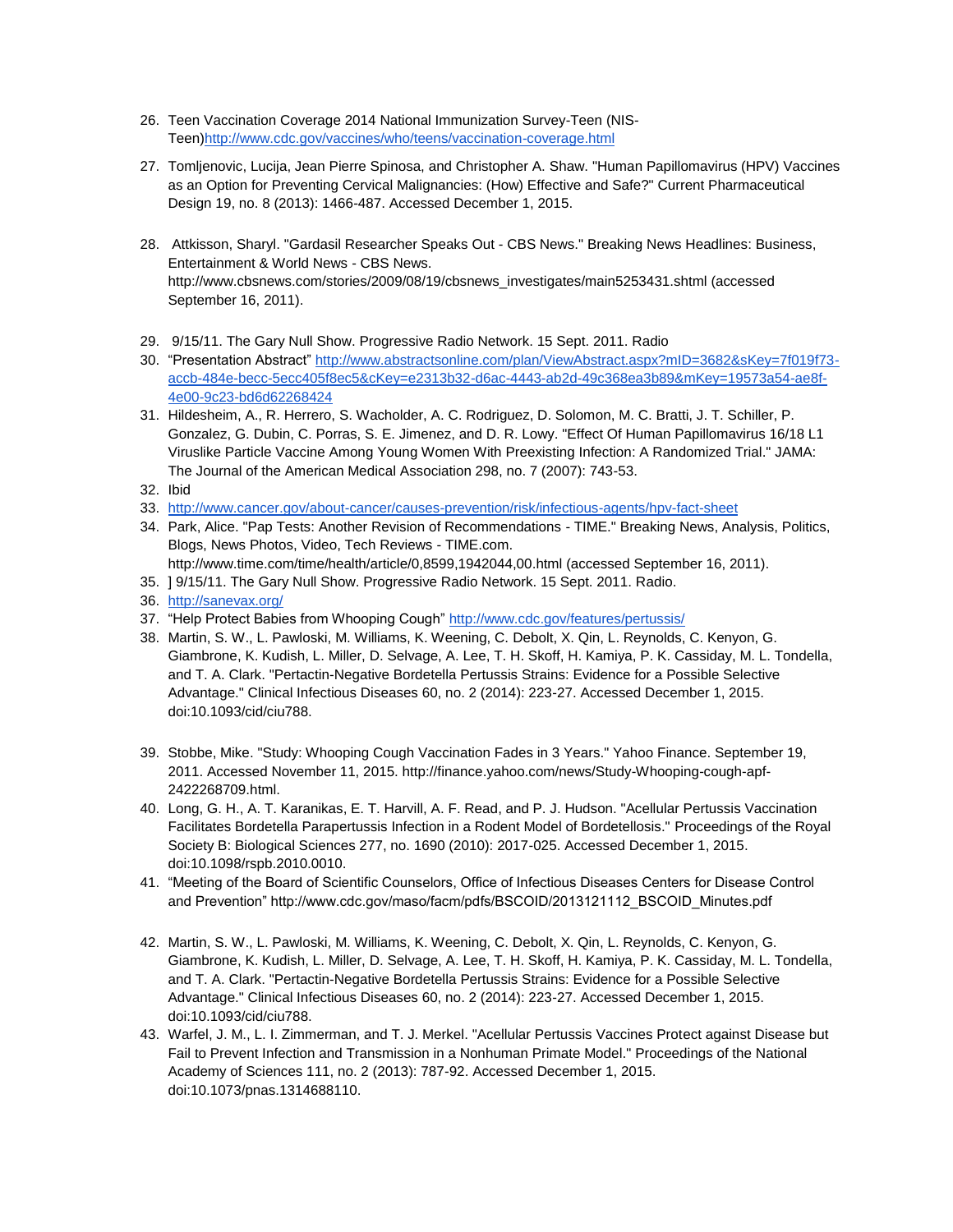26. Teen Vaccination Coverage 2014 National Immunization Survey-Teen (NIS-Teen)http://www.cdc.gov/vaccines/who/teens/vaccination-coverage.html

27. Tomljenovic, Lucija, Jean Pierre Spinosa, and Christopher A. Shaw. "Human Papillomavirus (HPV) Vaccines as an Option for Preventing Cervical Malignancies: (How) Effective and Safe?" Current Pharmaceutical Design 19, no. 8 (2013): 1466-487. Accessed December 1, 2015.

28. Attkisson, Sharyl. "Gardasil Researcher Speaks Out - CBS News." Breaking News Headlines: Business, Entertainment & World News - CBS News. http://www.cbsnews.com/stories/2009/08/19/cbsnews_investigates/main5253431.shtml (accessed September 16, 2011).

29. 9/15/11. The Gary Null Show. Progressive Radio Network. 15 Sept. 2011. Radio
30. "Presentation Abstract" http://www.abstractsonline.com/plan/ViewAbstract.aspx?mID=3682&sKey=7f019f73-accb-484e-becc-5ecc405f8ec5&cKey=e2313b32-d6ac-4443-ab2d-49c368ea3b89&mKey=19573a54-ae8f-4e00-9c23-bd6d62268424
31. Hildesheim, A., R. Herrero, S. Wacholder, A. C. Rodriguez, D. Solomon, M. C. Bratti, J. T. Schiller, P. Gonzalez, G. Dubin, C. Porras, S. E. Jimenez, and D. R. Lowy. "Effect Of Human Papillomavirus 16/18 L1 Viruslike Particle Vaccine Among Young Women With Preexisting Infection: A Randomized Trial." JAMA: The Journal of the American Medical Association 298, no. 7 (2007): 743-53.
32. Ibid
33. http://www.cancer.gov/about-cancer/causes-prevention/risk/infectious-agents/hpv-fact-sheet
34. Park, Alice. "Pap Tests: Another Revision of Recommendations - TIME." Breaking News, Analysis, Politics, Blogs, News Photos, Video, Tech Reviews - TIME.com. http://www.time.com/time/health/article/0,8599,1942044,00.html (accessed September 16, 2011).
35. ] 9/15/11. The Gary Null Show. Progressive Radio Network. 15 Sept. 2011. Radio.
36. http://sanevax.org/
37. "Help Protect Babies from Whooping Cough" http://www.cdc.gov/features/pertussis/
38. Martin, S. W., L. Pawloski, M. Williams, K. Weening, C. Debolt, X. Qin, L. Reynolds, C. Kenyon, G. Giambrone, K. Kudish, L. Miller, D. Selvage, A. Lee, T. H. Skoff, H. Kamiya, P. K. Cassiday, M. L. Tondella, and T. A. Clark. "Pertactin-Negative Bordetella Pertussis Strains: Evidence for a Possible Selective Advantage." Clinical Infectious Diseases 60, no. 2 (2014): 223-27. Accessed December 1, 2015. doi:10.1093/cid/ciu788.

39. Stobbe, Mike. "Study: Whooping Cough Vaccination Fades in 3 Years." Yahoo Finance. September 19, 2011. Accessed November 11, 2015. http://finance.yahoo.com/news/Study-Whooping-cough-apf-2422268709.html.
40. Long, G. H., A. T. Karanikas, E. T. Harvill, A. F. Read, and P. J. Hudson. "Acellular Pertussis Vaccination Facilitates Bordetella Parapertussis Infection in a Rodent Model of Bordetellosis." Proceedings of the Royal Society B: Biological Sciences 277, no. 1690 (2010): 2017-025. Accessed December 1, 2015. doi:10.1098/rspb.2010.0010.
41. "Meeting of the Board of Scientific Counselors, Office of Infectious Diseases Centers for Disease Control and Prevention" http://www.cdc.gov/maso/facm/pdfs/BSCOID/2013121112_BSCOID_Minutes.pdf

42. Martin, S. W., L. Pawloski, M. Williams, K. Weening, C. Debolt, X. Qin, L. Reynolds, C. Kenyon, G. Giambrone, K. Kudish, L. Miller, D. Selvage, A. Lee, T. H. Skoff, H. Kamiya, P. K. Cassiday, M. L. Tondella, and T. A. Clark. "Pertactin-Negative Bordetella Pertussis Strains: Evidence for a Possible Selective Advantage." Clinical Infectious Diseases 60, no. 2 (2014): 223-27. Accessed December 1, 2015. doi:10.1093/cid/ciu788.
43. Warfel, J. M., L. I. Zimmerman, and T. J. Merkel. "Acellular Pertussis Vaccines Protect against Disease but Fail to Prevent Infection and Transmission in a Nonhuman Primate Model." Proceedings of the National Academy of Sciences 111, no. 2 (2013): 787-92. Accessed December 1, 2015. doi:10.1073/pnas.1314688110.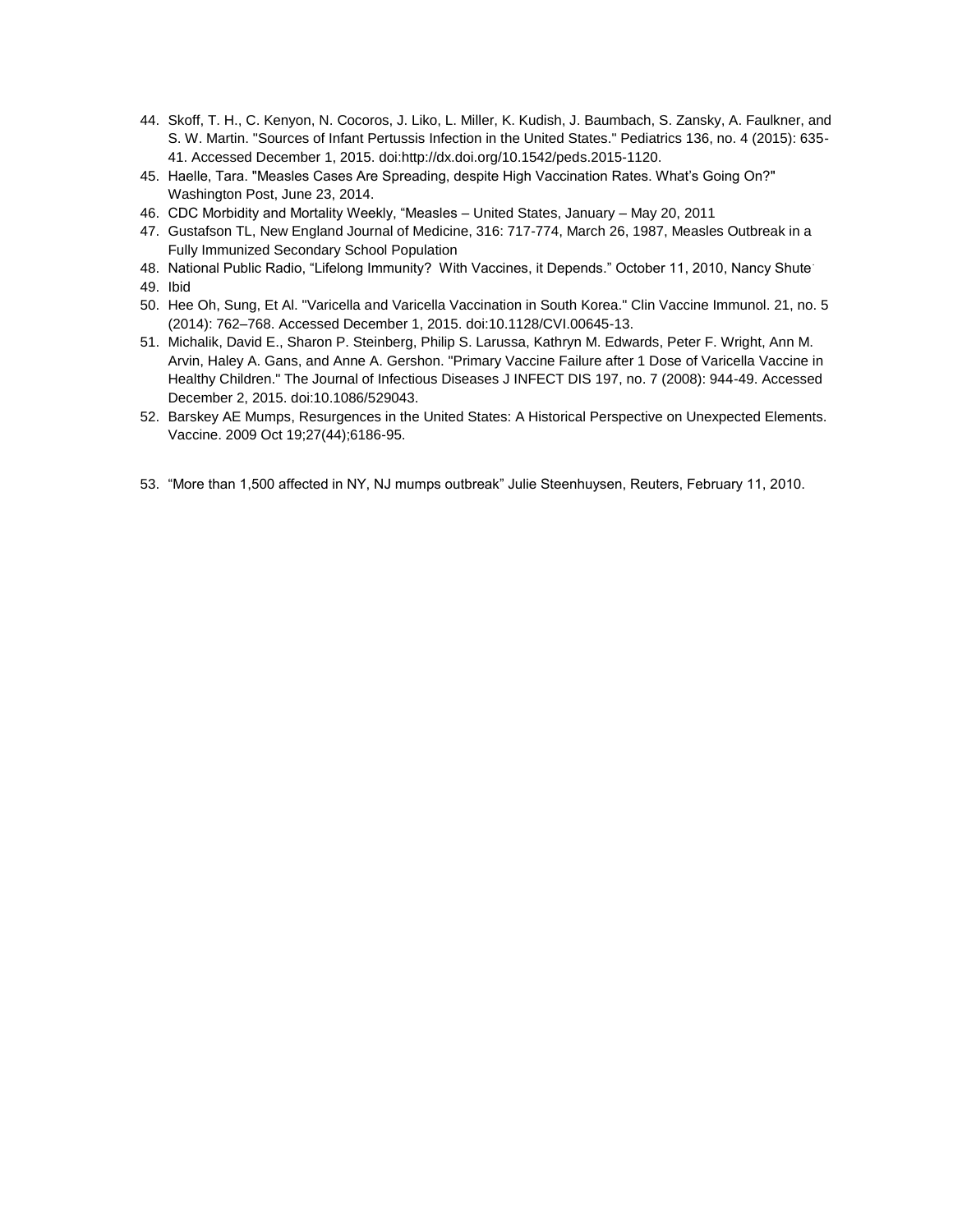44. Skoff, T. H., C. Kenyon, N. Cocoros, J. Liko, L. Miller, K. Kudish, J. Baumbach, S. Zansky, A. Faulkner, and S. W. Martin. "Sources of Infant Pertussis Infection in the United States." Pediatrics 136, no. 4 (2015): 635-41. Accessed December 1, 2015. doi:http://dx.doi.org/10.1542/peds.2015-1120.
45. Haelle, Tara. "Measles Cases Are Spreading, despite High Vaccination Rates. What's Going On?" Washington Post, June 23, 2014.
46. CDC Morbidity and Mortality Weekly, "Measles – United States, January – May 20, 2011
47. Gustafson TL, New England Journal of Medicine, 316: 717-774, March 26, 1987, Measles Outbreak in a Fully Immunized Secondary School Population
48. National Public Radio, "Lifelong Immunity? With Vaccines, it Depends." October 11, 2010, Nancy Shute
49. Ibid
50. Hee Oh, Sung, Et Al. "Varicella and Varicella Vaccination in South Korea." Clin Vaccine Immunol. 21, no. 5 (2014): 762–768. Accessed December 1, 2015. doi:10.1128/CVI.00645-13.
51. Michalik, David E., Sharon P. Steinberg, Philip S. Larussa, Kathryn M. Edwards, Peter F. Wright, Ann M. Arvin, Haley A. Gans, and Anne A. Gershon. "Primary Vaccine Failure after 1 Dose of Varicella Vaccine in Healthy Children." The Journal of Infectious Diseases J INFECT DIS 197, no. 7 (2008): 944-49. Accessed December 2, 2015. doi:10.1086/529043.
52. Barskey AE Mumps, Resurgences in the United States: A Historical Perspective on Unexpected Elements. Vaccine. 2009 Oct 19;27(44);6186-95.
53. "More than 1,500 affected in NY, NJ mumps outbreak" Julie Steenhuysen, Reuters, February 11, 2010.